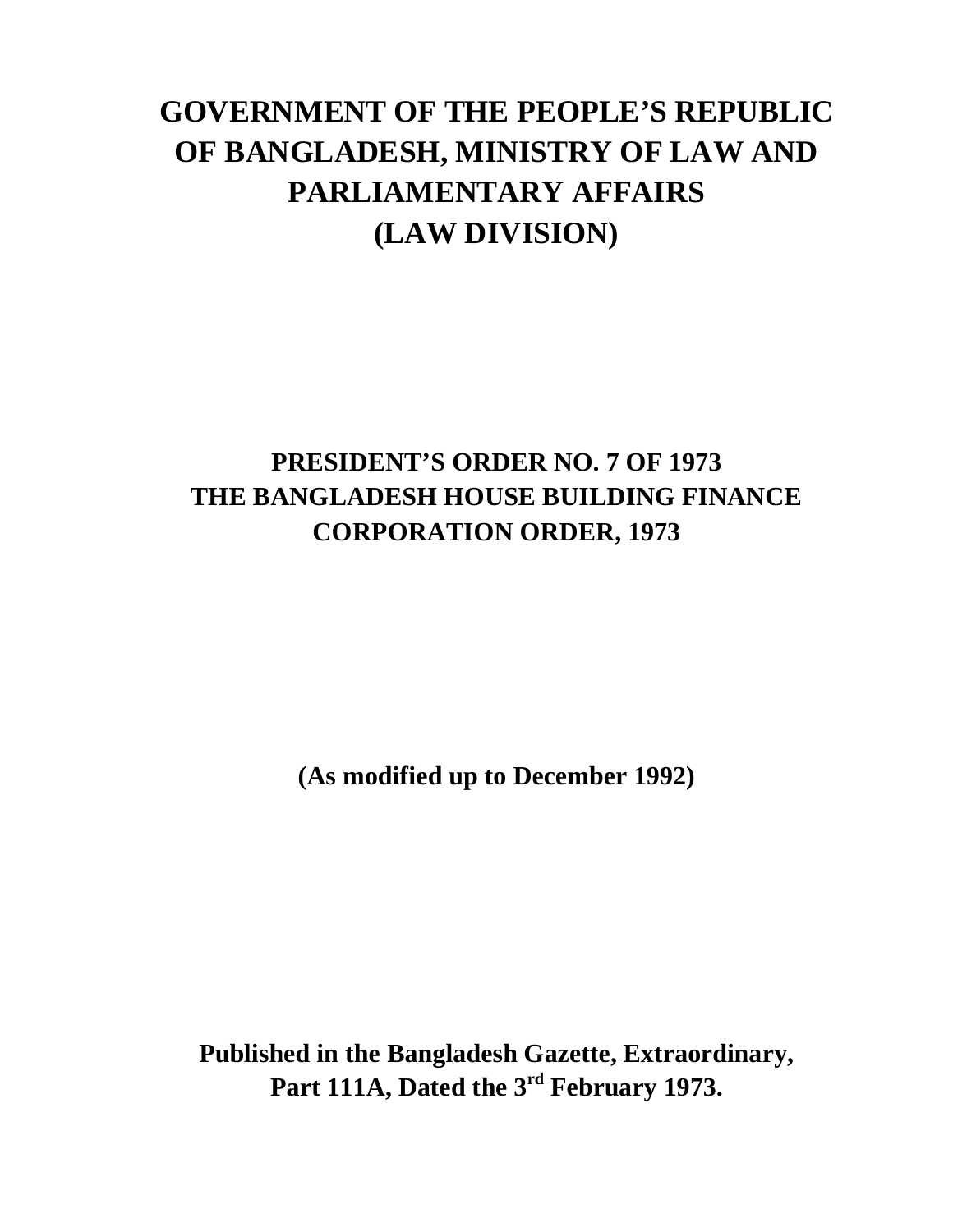# GOVERNMENT OF THE PEOPLE'S REPUBLIC OF BANGLADESH, MINISTRY OF LAW AND PARLIAMENTARY AFFAIRS (LAW DIVISION)

## PRESIDENT'S ORDER NO. 7 OF 1973 THE BANGLADESH HOUSE BUILDING FINANCE CORPORATION ORDER, 1973

**(As modified up to December 1992)**

**Published in the Bangladesh Gazette, Extraordinary, Part 111A, Dated the 3rd February 1973.**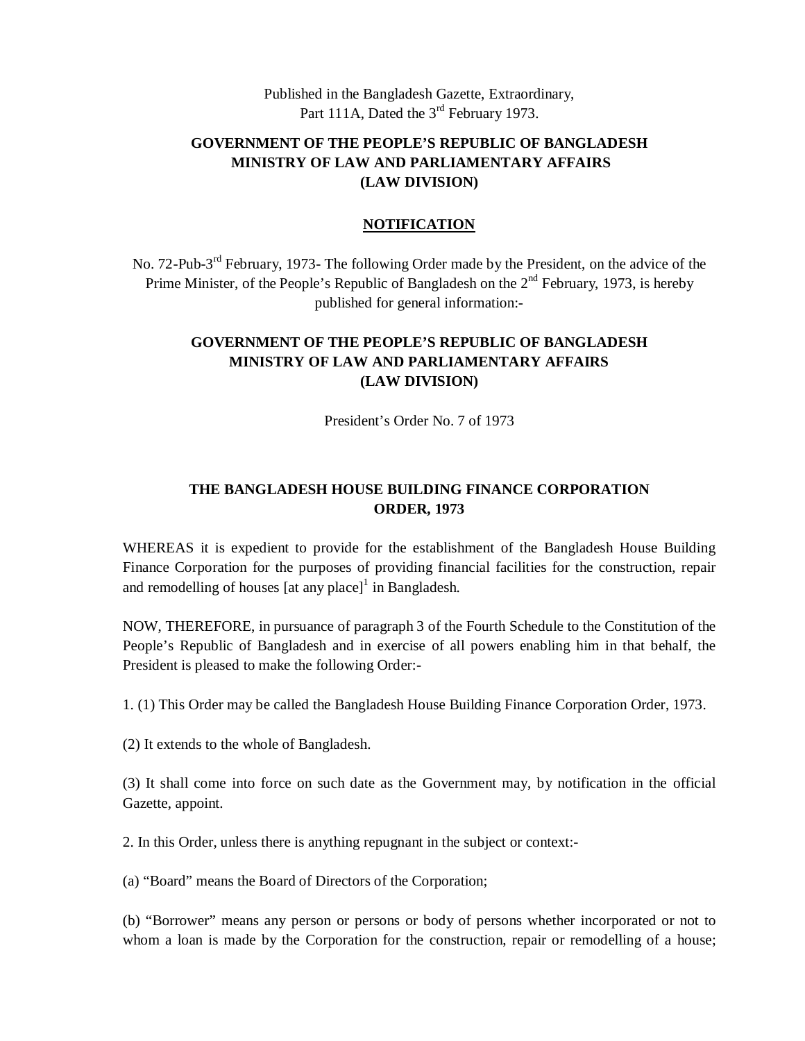Published in the Bangladesh Gazette, Extraordinary,
Part 111A, Dated the 3rd February 1973.

**GOVERNMENT OF THE PEOPLE'S REPUBLIC OF BANGLADESH**
**MINISTRY OF LAW AND PARLIAMENTARY AFFAIRS**
**(LAW DIVISION)**

**NOTIFICATION**

No. 72-Pub-3rd February, 1973- The following Order made by the President, on the advice of the Prime Minister, of the People's Republic of Bangladesh on the 2nd February, 1973, is hereby published for general information:-

**GOVERNMENT OF THE PEOPLE'S REPUBLIC OF BANGLADESH**
**MINISTRY OF LAW AND PARLIAMENTARY AFFAIRS**
**(LAW DIVISION)**

President's Order No. 7 of 1973

# THE BANGLADESH HOUSE BUILDING FINANCE CORPORATION ORDER, 1973

WHEREAS it is expedient to provide for the establishment of the Bangladesh House Building Finance Corporation for the purposes of providing financial facilities for the construction, repair and remodelling of houses [at any place][1] in Bangladesh.

NOW, THEREFORE, in pursuance of paragraph 3 of the Fourth Schedule to the Constitution of the People's Republic of Bangladesh and in exercise of all powers enabling him in that behalf, the President is pleased to make the following Order:-

1. (1) This Order may be called the Bangladesh House Building Finance Corporation Order, 1973.

(2) It extends to the whole of Bangladesh.

(3) It shall come into force on such date as the Government may, by notification in the official Gazette, appoint.

2. In this Order, unless there is anything repugnant in the subject or context:-

(a) "Board" means the Board of Directors of the Corporation;

(b) "Borrower" means any person or persons or body of persons whether incorporated or not to whom a loan is made by the Corporation for the construction, repair or remodelling of a house;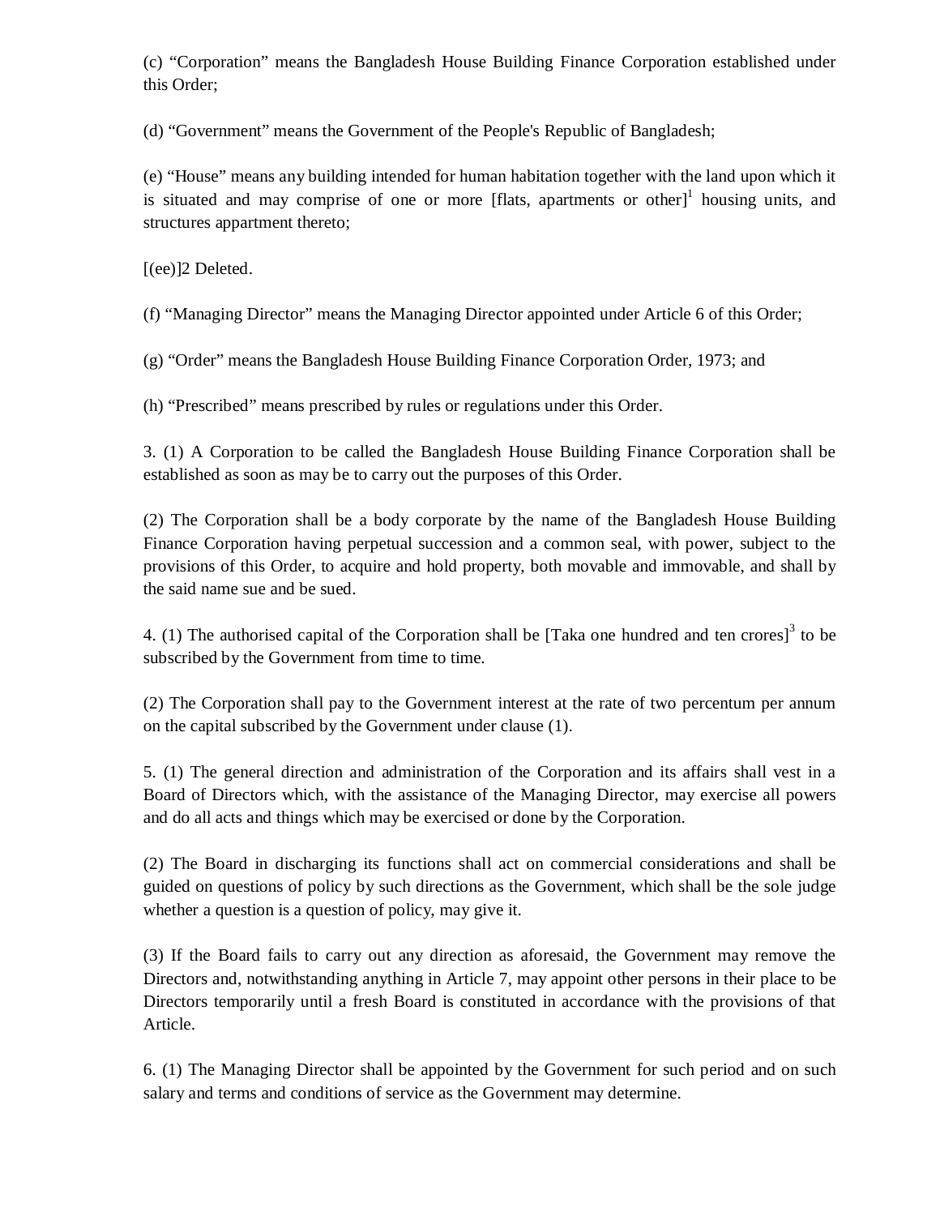(c) “Corporation” means the Bangladesh House Building Finance Corporation established under this Order;

(d) “Government” means the Government of the People's Republic of Bangladesh;

(e) “House” means any building intended for human habitation together with the land upon which it is situated and may comprise of one or more [flats, apartments or other][1] housing units, and structures appartment thereto;

[(ee)]2 Deleted.

(f) “Managing Director” means the Managing Director appointed under Article 6 of this Order;

(g) “Order” means the Bangladesh House Building Finance Corporation Order, 1973; and

(h) “Prescribed” means prescribed by rules or regulations under this Order.

3. (1) A Corporation to be called the Bangladesh House Building Finance Corporation shall be established as soon as may be to carry out the purposes of this Order.

(2) The Corporation shall be a body corporate by the name of the Bangladesh House Building Finance Corporation having perpetual succession and a common seal, with power, subject to the provisions of this Order, to acquire and hold property, both movable and immovable, and shall by the said name sue and be sued.

4. (1) The authorised capital of the Corporation shall be [Taka one hundred and ten crores][3] to be subscribed by the Government from time to time.

(2) The Corporation shall pay to the Government interest at the rate of two percentum per annum on the capital subscribed by the Government under clause (1).

5. (1) The general direction and administration of the Corporation and its affairs shall vest in a Board of Directors which, with the assistance of the Managing Director, may exercise all powers and do all acts and things which may be exercised or done by the Corporation.

(2) The Board in discharging its functions shall act on commercial considerations and shall be guided on questions of policy by such directions as the Government, which shall be the sole judge whether a question is a question of policy, may give it.

(3) If the Board fails to carry out any direction as aforesaid, the Government may remove the Directors and, notwithstanding anything in Article 7, may appoint other persons in their place to be Directors temporarily until a fresh Board is constituted in accordance with the provisions of that Article.

6. (1) The Managing Director shall be appointed by the Government for such period and on such salary and terms and conditions of service as the Government may determine.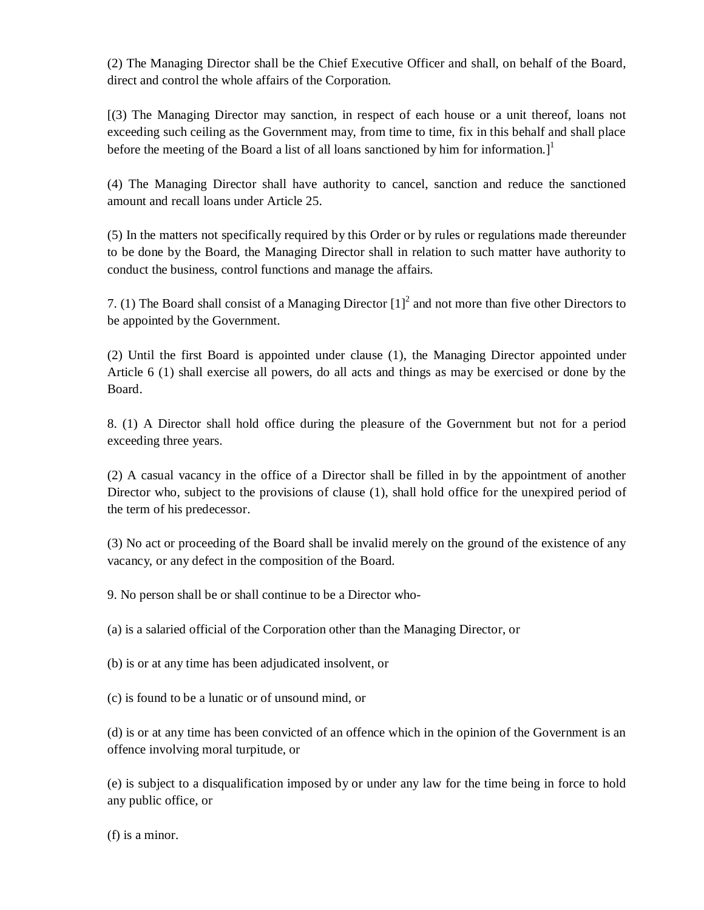(2) The Managing Director shall be the Chief Executive Officer and shall, on behalf of the Board, direct and control the whole affairs of the Corporation.

[(3) The Managing Director may sanction, in respect of each house or a unit thereof, loans not exceeding such ceiling as the Government may, from time to time, fix in this behalf and shall place before the meeting of the Board a list of all loans sanctioned by him for information.][1]

(4) The Managing Director shall have authority to cancel, sanction and reduce the sanctioned amount and recall loans under Article 25.

(5) In the matters not specifically required by this Order or by rules or regulations made thereunder to be done by the Board, the Managing Director shall in relation to such matter have authority to conduct the business, control functions and manage the affairs.

7. (1) The Board shall consist of a Managing Director [1][2] and not more than five other Directors to be appointed by the Government.

(2) Until the first Board is appointed under clause (1), the Managing Director appointed under Article 6 (1) shall exercise all powers, do all acts and things as may be exercised or done by the Board.

8. (1) A Director shall hold office during the pleasure of the Government but not for a period exceeding three years.

(2) A casual vacancy in the office of a Director shall be filled in by the appointment of another Director who, subject to the provisions of clause (1), shall hold office for the unexpired period of the term of his predecessor.

(3) No act or proceeding of the Board shall be invalid merely on the ground of the existence of any vacancy, or any defect in the composition of the Board.

9. No person shall be or shall continue to be a Director who-

(a) is a salaried official of the Corporation other than the Managing Director, or

(b) is or at any time has been adjudicated insolvent, or

(c) is found to be a lunatic or of unsound mind, or

(d) is or at any time has been convicted of an offence which in the opinion of the Government is an offence involving moral turpitude, or

(e) is subject to a disqualification imposed by or under any law for the time being in force to hold any public office, or

(f) is a minor.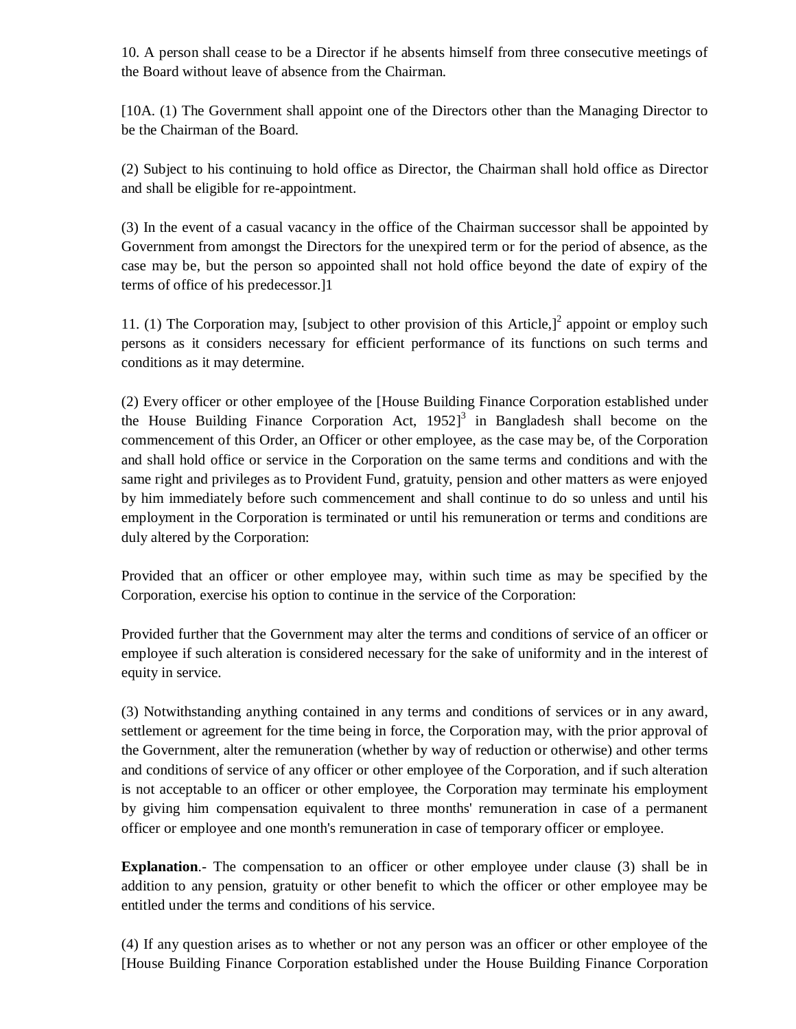10. A person shall cease to be a Director if he absents himself from three consecutive meetings of the Board without leave of absence from the Chairman.

[10A. (1) The Government shall appoint one of the Directors other than the Managing Director to be the Chairman of the Board.

(2) Subject to his continuing to hold office as Director, the Chairman shall hold office as Director and shall be eligible for re-appointment.

(3) In the event of a casual vacancy in the office of the Chairman successor shall be appointed by Government from amongst the Directors for the unexpired term or for the period of absence, as the case may be, but the person so appointed shall not hold office beyond the date of expiry of the terms of office of his predecessor.]1

11. (1) The Corporation may, [subject to other provision of this Article,][2] appoint or employ such persons as it considers necessary for efficient performance of its functions on such terms and conditions as it may determine.

(2) Every officer or other employee of the [House Building Finance Corporation established under the House Building Finance Corporation Act, 1952][3] in Bangladesh shall become on the commencement of this Order, an Officer or other employee, as the case may be, of the Corporation and shall hold office or service in the Corporation on the same terms and conditions and with the same right and privileges as to Provident Fund, gratuity, pension and other matters as were enjoyed by him immediately before such commencement and shall continue to do so unless and until his employment in the Corporation is terminated or until his remuneration or terms and conditions are duly altered by the Corporation:

Provided that an officer or other employee may, within such time as may be specified by the Corporation, exercise his option to continue in the service of the Corporation:

Provided further that the Government may alter the terms and conditions of service of an officer or employee if such alteration is considered necessary for the sake of uniformity and in the interest of equity in service.

(3) Notwithstanding anything contained in any terms and conditions of services or in any award, settlement or agreement for the time being in force, the Corporation may, with the prior approval of the Government, alter the remuneration (whether by way of reduction or otherwise) and other terms and conditions of service of any officer or other employee of the Corporation, and if such alteration is not acceptable to an officer or other employee, the Corporation may terminate his employment by giving him compensation equivalent to three months' remuneration in case of a permanent officer or employee and one month's remuneration in case of temporary officer or employee.

**Explanation**.- The compensation to an officer or other employee under clause (3) shall be in addition to any pension, gratuity or other benefit to which the officer or other employee may be entitled under the terms and conditions of his service.

(4) If any question arises as to whether or not any person was an officer or other employee of the [House Building Finance Corporation established under the House Building Finance Corporation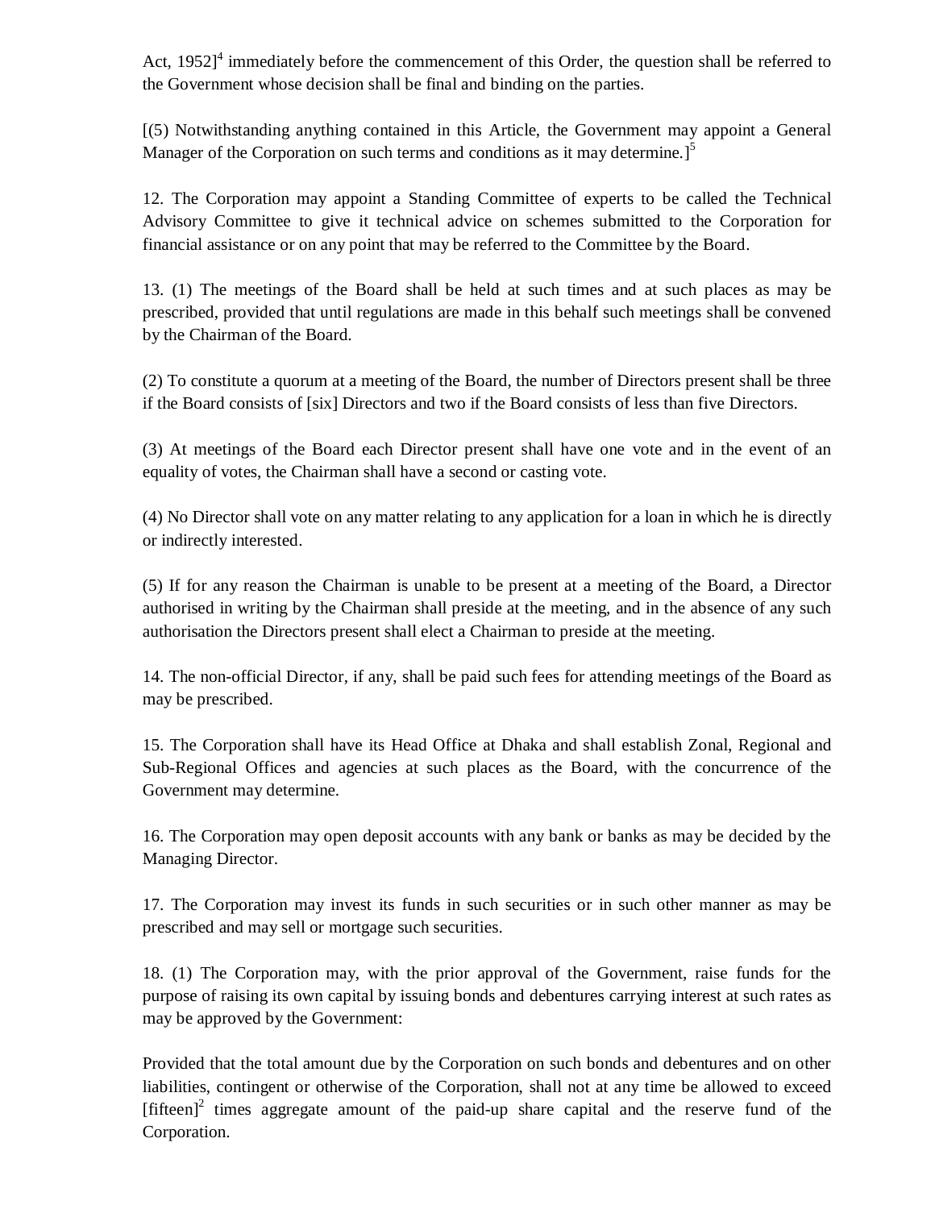Act, 1952][4] immediately before the commencement of this Order, the question shall be referred to the Government whose decision shall be final and binding on the parties.

[(5) Notwithstanding anything contained in this Article, the Government may appoint a General Manager of the Corporation on such terms and conditions as it may determine.][5]

12. The Corporation may appoint a Standing Committee of experts to be called the Technical Advisory Committee to give it technical advice on schemes submitted to the Corporation for financial assistance or on any point that may be referred to the Committee by the Board.

13. (1) The meetings of the Board shall be held at such times and at such places as may be prescribed, provided that until regulations are made in this behalf such meetings shall be convened by the Chairman of the Board.

(2) To constitute a quorum at a meeting of the Board, the number of Directors present shall be three if the Board consists of [six] Directors and two if the Board consists of less than five Directors.

(3) At meetings of the Board each Director present shall have one vote and in the event of an equality of votes, the Chairman shall have a second or casting vote.

(4) No Director shall vote on any matter relating to any application for a loan in which he is directly or indirectly interested.

(5) If for any reason the Chairman is unable to be present at a meeting of the Board, a Director authorised in writing by the Chairman shall preside at the meeting, and in the absence of any such authorisation the Directors present shall elect a Chairman to preside at the meeting.

14. The non-official Director, if any, shall be paid such fees for attending meetings of the Board as may be prescribed.

15. The Corporation shall have its Head Office at Dhaka and shall establish Zonal, Regional and Sub-Regional Offices and agencies at such places as the Board, with the concurrence of the Government may determine.

16. The Corporation may open deposit accounts with any bank or banks as may be decided by the Managing Director.

17. The Corporation may invest its funds in such securities or in such other manner as may be prescribed and may sell or mortgage such securities.

18. (1) The Corporation may, with the prior approval of the Government, raise funds for the purpose of raising its own capital by issuing bonds and debentures carrying interest at such rates as may be approved by the Government:

Provided that the total amount due by the Corporation on such bonds and debentures and on other liabilities, contingent or otherwise of the Corporation, shall not at any time be allowed to exceed [fifteen][2] times aggregate amount of the paid-up share capital and the reserve fund of the Corporation.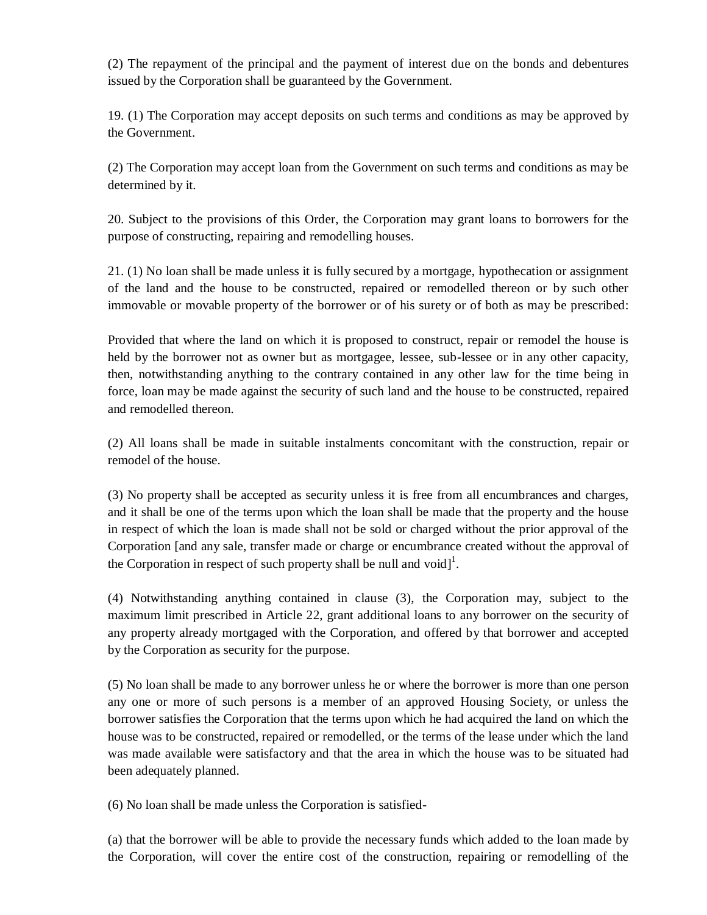(2) The repayment of the principal and the payment of interest due on the bonds and debentures issued by the Corporation shall be guaranteed by the Government.

19. (1) The Corporation may accept deposits on such terms and conditions as may be approved by the Government.

(2) The Corporation may accept loan from the Government on such terms and conditions as may be determined by it.

20. Subject to the provisions of this Order, the Corporation may grant loans to borrowers for the purpose of constructing, repairing and remodelling houses.

21. (1) No loan shall be made unless it is fully secured by a mortgage, hypothecation or assignment of the land and the house to be constructed, repaired or remodelled thereon or by such other immovable or movable property of the borrower or of his surety or of both as may be prescribed:

Provided that where the land on which it is proposed to construct, repair or remodel the house is held by the borrower not as owner but as mortgagee, lessee, sub-lessee or in any other capacity, then, notwithstanding anything to the contrary contained in any other law for the time being in force, loan may be made against the security of such land and the house to be constructed, repaired and remodelled thereon.

(2) All loans shall be made in suitable instalments concomitant with the construction, repair or remodel of the house.

(3) No property shall be accepted as security unless it is free from all encumbrances and charges, and it shall be one of the terms upon which the loan shall be made that the property and the house in respect of which the loan is made shall not be sold or charged without the prior approval of the Corporation [and any sale, transfer made or charge or encumbrance created without the approval of the Corporation in respect of such property shall be null and void][1].

(4) Notwithstanding anything contained in clause (3), the Corporation may, subject to the maximum limit prescribed in Article 22, grant additional loans to any borrower on the security of any property already mortgaged with the Corporation, and offered by that borrower and accepted by the Corporation as security for the purpose.

(5) No loan shall be made to any borrower unless he or where the borrower is more than one person any one or more of such persons is a member of an approved Housing Society, or unless the borrower satisfies the Corporation that the terms upon which he had acquired the land on which the house was to be constructed, repaired or remodelled, or the terms of the lease under which the land was made available were satisfactory and that the area in which the house was to be situated had been adequately planned.

(6) No loan shall be made unless the Corporation is satisfied-

(a) that the borrower will be able to provide the necessary funds which added to the loan made by the Corporation, will cover the entire cost of the construction, repairing or remodelling of the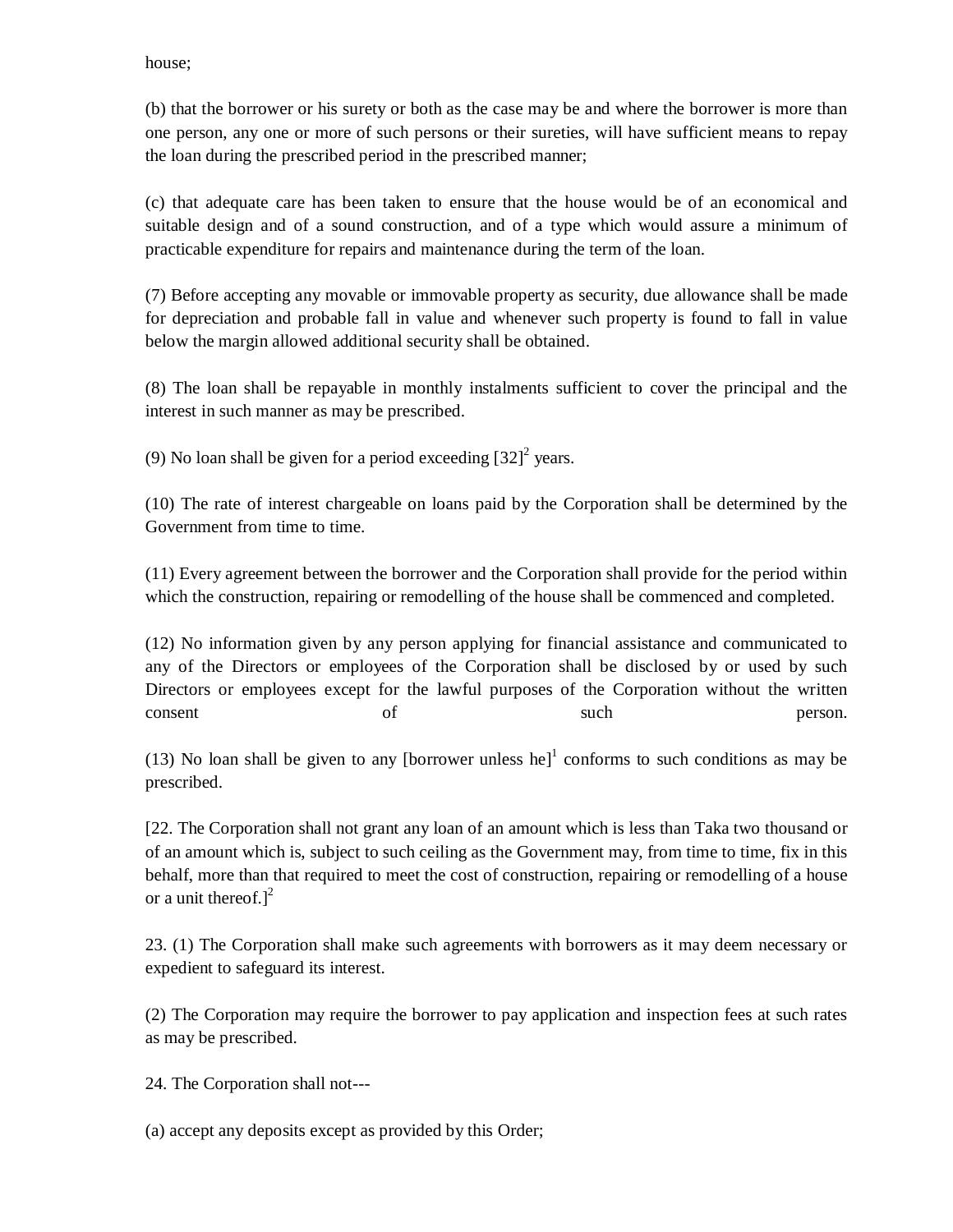house;

(b) that the borrower or his surety or both as the case may be and where the borrower is more than one person, any one or more of such persons or their sureties, will have sufficient means to repay the loan during the prescribed period in the prescribed manner;

(c) that adequate care has been taken to ensure that the house would be of an economical and suitable design and of a sound construction, and of a type which would assure a minimum of practicable expenditure for repairs and maintenance during the term of the loan.

(7) Before accepting any movable or immovable property as security, due allowance shall be made for depreciation and probable fall in value and whenever such property is found to fall in value below the margin allowed additional security shall be obtained.

(8) The loan shall be repayable in monthly instalments sufficient to cover the principal and the interest in such manner as may be prescribed.

(9) No loan shall be given for a period exceeding [32][2] years.

(10) The rate of interest chargeable on loans paid by the Corporation shall be determined by the Government from time to time.

(11) Every agreement between the borrower and the Corporation shall provide for the period within which the construction, repairing or remodelling of the house shall be commenced and completed.

(12) No information given by any person applying for financial assistance and communicated to any of the Directors or employees of the Corporation shall be disclosed by or used by such Directors or employees except for the lawful purposes of the Corporation without the written consent of such person.

(13) No loan shall be given to any [borrower unless he][1] conforms to such conditions as may be prescribed.

[22. The Corporation shall not grant any loan of an amount which is less than Taka two thousand or of an amount which is, subject to such ceiling as the Government may, from time to time, fix in this behalf, more than that required to meet the cost of construction, repairing or remodelling of a house or a unit thereof.][2]

23. (1) The Corporation shall make such agreements with borrowers as it may deem necessary or expedient to safeguard its interest.

(2) The Corporation may require the borrower to pay application and inspection fees at such rates as may be prescribed.

24. The Corporation shall not---

(a) accept any deposits except as provided by this Order;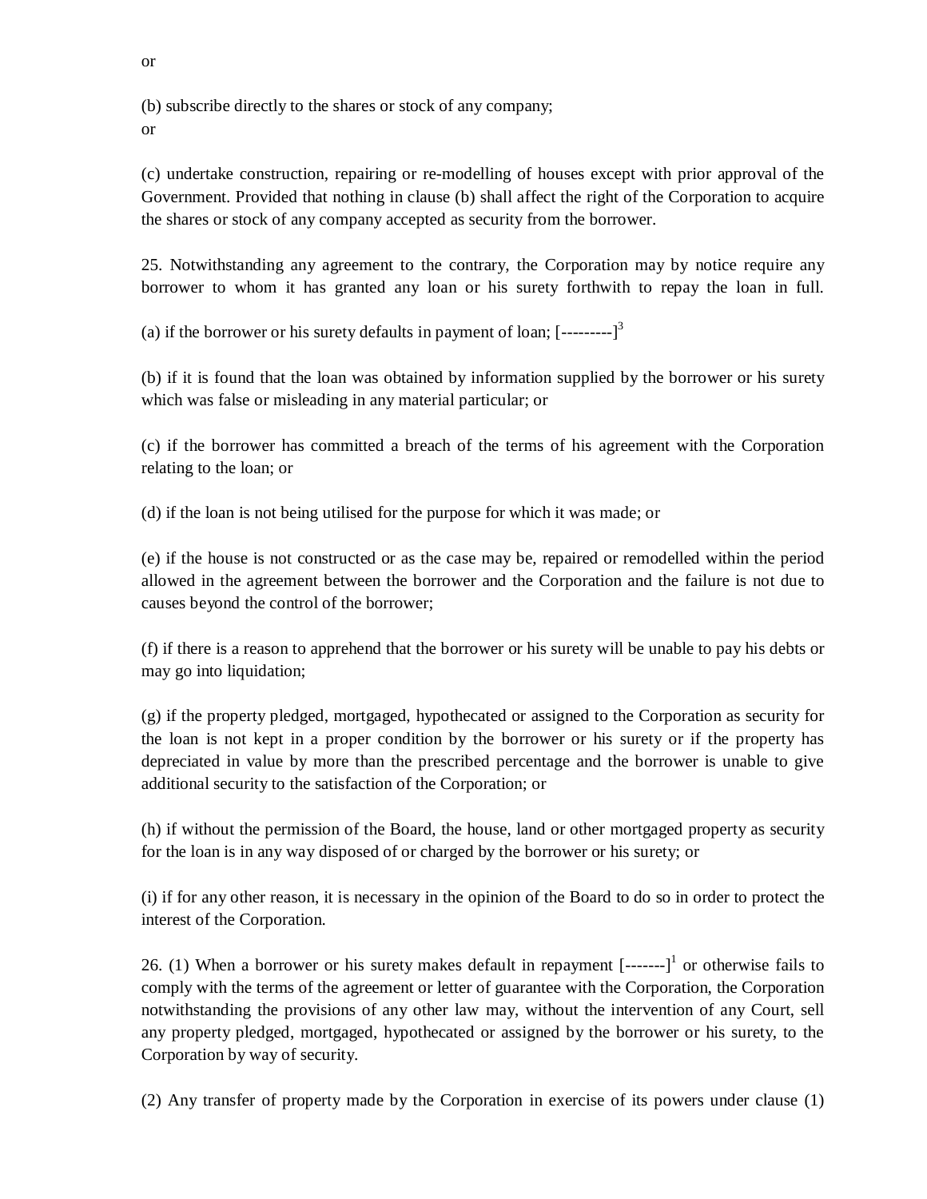or

(b) subscribe directly to the shares or stock of any company;
or

(c) undertake construction, repairing or re-modelling of houses except with prior approval of the Government. Provided that nothing in clause (b) shall affect the right of the Corporation to acquire the shares or stock of any company accepted as security from the borrower.

25. Notwithstanding any agreement to the contrary, the Corporation may by notice require any borrower to whom it has granted any loan or his surety forthwith to repay the loan in full.

(a) if the borrower or his surety defaults in payment of loan; [---------][3]

(b) if it is found that the loan was obtained by information supplied by the borrower or his surety which was false or misleading in any material particular; or

(c) if the borrower has committed a breach of the terms of his agreement with the Corporation relating to the loan; or

(d) if the loan is not being utilised for the purpose for which it was made; or

(e) if the house is not constructed or as the case may be, repaired or remodelled within the period allowed in the agreement between the borrower and the Corporation and the failure is not due to causes beyond the control of the borrower;

(f) if there is a reason to apprehend that the borrower or his surety will be unable to pay his debts or may go into liquidation;

(g) if the property pledged, mortgaged, hypothecated or assigned to the Corporation as security for the loan is not kept in a proper condition by the borrower or his surety or if the property has depreciated in value by more than the prescribed percentage and the borrower is unable to give additional security to the satisfaction of the Corporation; or

(h) if without the permission of the Board, the house, land or other mortgaged property as security for the loan is in any way disposed of or charged by the borrower or his surety; or

(i) if for any other reason, it is necessary in the opinion of the Board to do so in order to protect the interest of the Corporation.

26. (1) When a borrower or his surety makes default in repayment [-------][1] or otherwise fails to comply with the terms of the agreement or letter of guarantee with the Corporation, the Corporation notwithstanding the provisions of any other law may, without the intervention of any Court, sell any property pledged, mortgaged, hypothecated or assigned by the borrower or his surety, to the Corporation by way of security.

(2) Any transfer of property made by the Corporation in exercise of its powers under clause (1)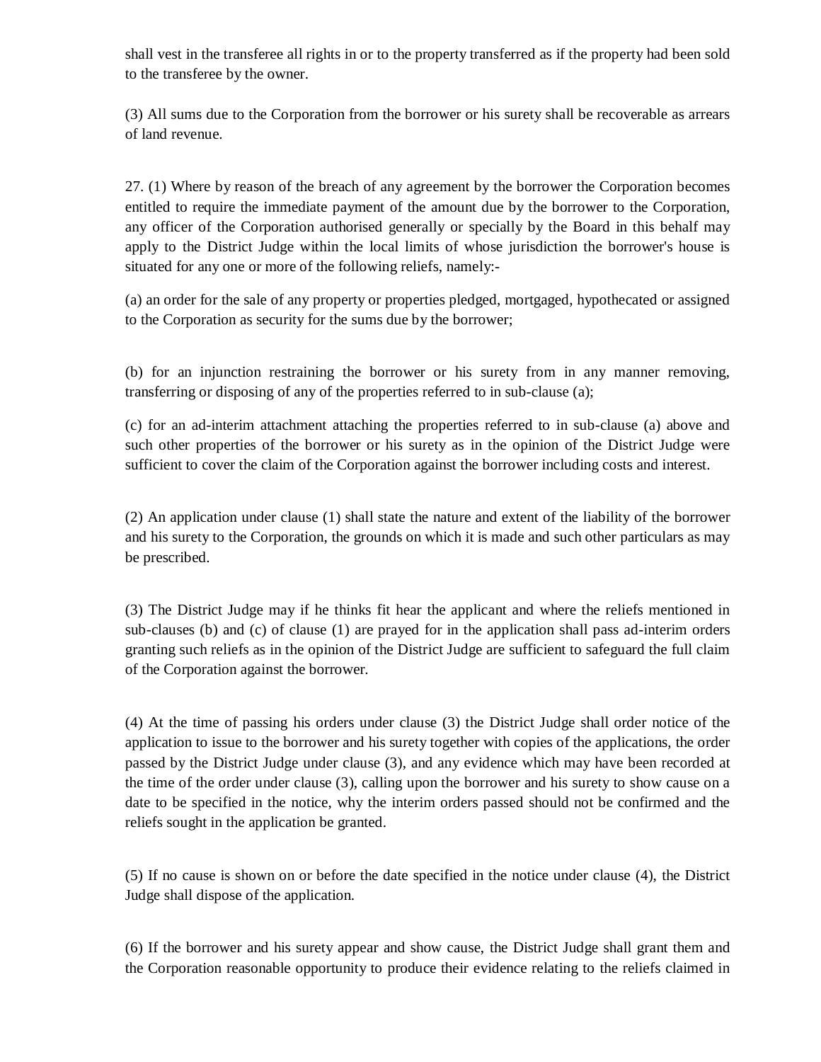shall vest in the transferee all rights in or to the property transferred as if the property had been sold to the transferee by the owner.

(3) All sums due to the Corporation from the borrower or his surety shall be recoverable as arrears of land revenue.

27. (1) Where by reason of the breach of any agreement by the borrower the Corporation becomes entitled to require the immediate payment of the amount due by the borrower to the Corporation, any officer of the Corporation authorised generally or specially by the Board in this behalf may apply to the District Judge within the local limits of whose jurisdiction the borrower's house is situated for any one or more of the following reliefs, namely:-

(a) an order for the sale of any property or properties pledged, mortgaged, hypothecated or assigned to the Corporation as security for the sums due by the borrower;

(b) for an injunction restraining the borrower or his surety from in any manner removing, transferring or disposing of any of the properties referred to in sub-clause (a);

(c) for an ad-interim attachment attaching the properties referred to in sub-clause (a) above and such other properties of the borrower or his surety as in the opinion of the District Judge were sufficient to cover the claim of the Corporation against the borrower including costs and interest.

(2) An application under clause (1) shall state the nature and extent of the liability of the borrower and his surety to the Corporation, the grounds on which it is made and such other particulars as may be prescribed.

(3) The District Judge may if he thinks fit hear the applicant and where the reliefs mentioned in sub-clauses (b) and (c) of clause (1) are prayed for in the application shall pass ad-interim orders granting such reliefs as in the opinion of the District Judge are sufficient to safeguard the full claim of the Corporation against the borrower.

(4) At the time of passing his orders under clause (3) the District Judge shall order notice of the application to issue to the borrower and his surety together with copies of the applications, the order passed by the District Judge under clause (3), and any evidence which may have been recorded at the time of the order under clause (3), calling upon the borrower and his surety to show cause on a date to be specified in the notice, why the interim orders passed should not be confirmed and the reliefs sought in the application be granted.

(5) If no cause is shown on or before the date specified in the notice under clause (4), the District Judge shall dispose of the application.

(6) If the borrower and his surety appear and show cause, the District Judge shall grant them and the Corporation reasonable opportunity to produce their evidence relating to the reliefs claimed in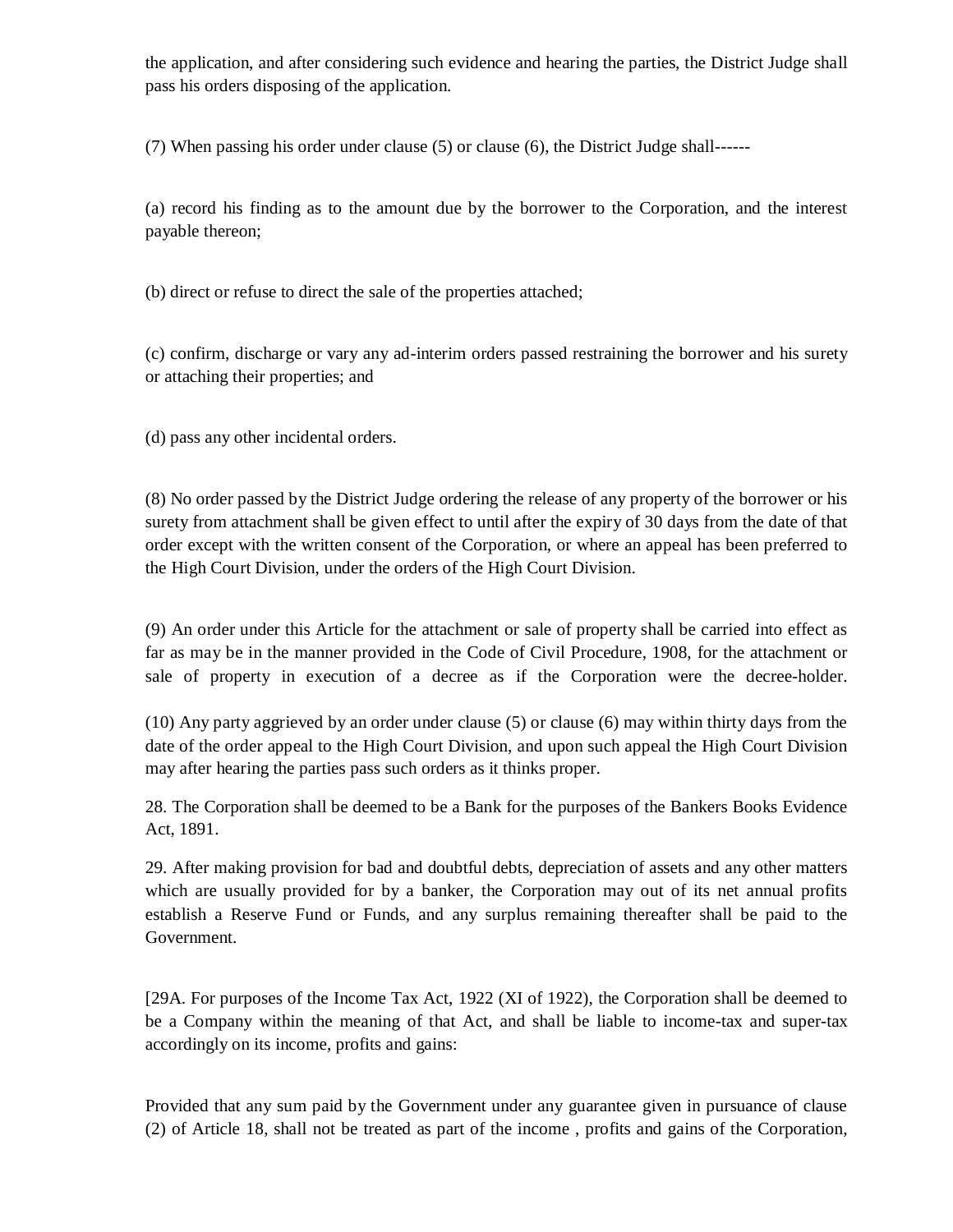the application, and after considering such evidence and hearing the parties, the District Judge shall pass his orders disposing of the application.

(7) When passing his order under clause (5) or clause (6), the District Judge shall------

(a) record his finding as to the amount due by the borrower to the Corporation, and the interest payable thereon;

(b) direct or refuse to direct the sale of the properties attached;

(c) confirm, discharge or vary any ad-interim orders passed restraining the borrower and his surety or attaching their properties; and

(d) pass any other incidental orders.

(8) No order passed by the District Judge ordering the release of any property of the borrower or his surety from attachment shall be given effect to until after the expiry of 30 days from the date of that order except with the written consent of the Corporation, or where an appeal has been preferred to the High Court Division, under the orders of the High Court Division.

(9) An order under this Article for the attachment or sale of property shall be carried into effect as far as may be in the manner provided in the Code of Civil Procedure, 1908, for the attachment or sale of property in execution of a decree as if the Corporation were the decree-holder.

(10) Any party aggrieved by an order under clause (5) or clause (6) may within thirty days from the date of the order appeal to the High Court Division, and upon such appeal the High Court Division may after hearing the parties pass such orders as it thinks proper.

28. The Corporation shall be deemed to be a Bank for the purposes of the Bankers Books Evidence Act, 1891.

29. After making provision for bad and doubtful debts, depreciation of assets and any other matters which are usually provided for by a banker, the Corporation may out of its net annual profits establish a Reserve Fund or Funds, and any surplus remaining thereafter shall be paid to the Government.

[29A. For purposes of the Income Tax Act, 1922 (XI of 1922), the Corporation shall be deemed to be a Company within the meaning of that Act, and shall be liable to income-tax and super-tax accordingly on its income, profits and gains:

Provided that any sum paid by the Government under any guarantee given in pursuance of clause (2) of Article 18, shall not be treated as part of the income , profits and gains of the Corporation,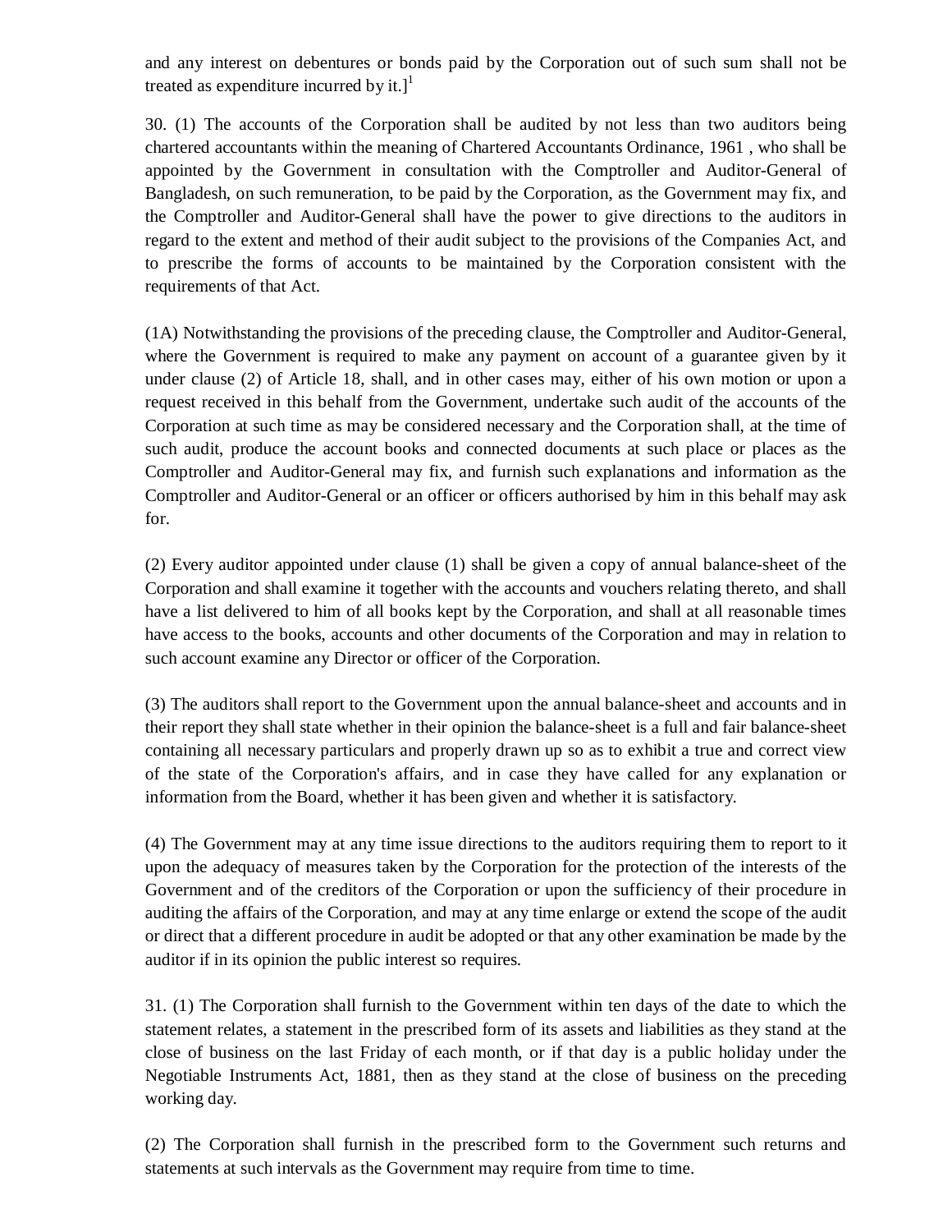and any interest on debentures or bonds paid by the Corporation out of such sum shall not be treated as expenditure incurred by it.][1]

30. (1) The accounts of the Corporation shall be audited by not less than two auditors being chartered accountants within the meaning of Chartered Accountants Ordinance, 1961 , who shall be appointed by the Government in consultation with the Comptroller and Auditor-General of Bangladesh, on such remuneration, to be paid by the Corporation, as the Government may fix, and the Comptroller and Auditor-General shall have the power to give directions to the auditors in regard to the extent and method of their audit subject to the provisions of the Companies Act, and to prescribe the forms of accounts to be maintained by the Corporation consistent with the requirements of that Act.

(1A) Notwithstanding the provisions of the preceding clause, the Comptroller and Auditor-General, where the Government is required to make any payment on account of a guarantee given by it under clause (2) of Article 18, shall, and in other cases may, either of his own motion or upon a request received in this behalf from the Government, undertake such audit of the accounts of the Corporation at such time as may be considered necessary and the Corporation shall, at the time of such audit, produce the account books and connected documents at such place or places as the Comptroller and Auditor-General may fix, and furnish such explanations and information as the Comptroller and Auditor-General or an officer or officers authorised by him in this behalf may ask for.

(2) Every auditor appointed under clause (1) shall be given a copy of annual balance-sheet of the Corporation and shall examine it together with the accounts and vouchers relating thereto, and shall have a list delivered to him of all books kept by the Corporation, and shall at all reasonable times have access to the books, accounts and other documents of the Corporation and may in relation to such account examine any Director or officer of the Corporation.

(3) The auditors shall report to the Government upon the annual balance-sheet and accounts and in their report they shall state whether in their opinion the balance-sheet is a full and fair balance-sheet containing all necessary particulars and properly drawn up so as to exhibit a true and correct view of the state of the Corporation's affairs, and in case they have called for any explanation or information from the Board, whether it has been given and whether it is satisfactory.

(4) The Government may at any time issue directions to the auditors requiring them to report to it upon the adequacy of measures taken by the Corporation for the protection of the interests of the Government and of the creditors of the Corporation or upon the sufficiency of their procedure in auditing the affairs of the Corporation, and may at any time enlarge or extend the scope of the audit or direct that a different procedure in audit be adopted or that any other examination be made by the auditor if in its opinion the public interest so requires.

31. (1) The Corporation shall furnish to the Government within ten days of the date to which the statement relates, a statement in the prescribed form of its assets and liabilities as they stand at the close of business on the last Friday of each month, or if that day is a public holiday under the Negotiable Instruments Act, 1881, then as they stand at the close of business on the preceding working day.

(2) The Corporation shall furnish in the prescribed form to the Government such returns and statements at such intervals as the Government may require from time to time.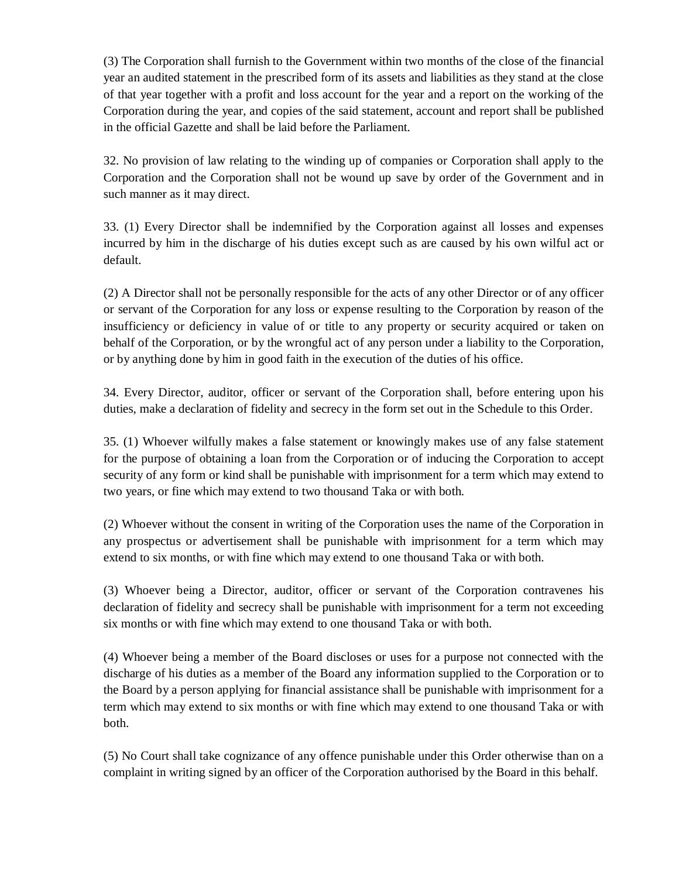(3) The Corporation shall furnish to the Government within two months of the close of the financial year an audited statement in the prescribed form of its assets and liabilities as they stand at the close of that year together with a profit and loss account for the year and a report on the working of the Corporation during the year, and copies of the said statement, account and report shall be published in the official Gazette and shall be laid before the Parliament.

32. No provision of law relating to the winding up of companies or Corporation shall apply to the Corporation and the Corporation shall not be wound up save by order of the Government and in such manner as it may direct.

33. (1) Every Director shall be indemnified by the Corporation against all losses and expenses incurred by him in the discharge of his duties except such as are caused by his own wilful act or default.

(2) A Director shall not be personally responsible for the acts of any other Director or of any officer or servant of the Corporation for any loss or expense resulting to the Corporation by reason of the insufficiency or deficiency in value of or title to any property or security acquired or taken on behalf of the Corporation, or by the wrongful act of any person under a liability to the Corporation, or by anything done by him in good faith in the execution of the duties of his office.

34. Every Director, auditor, officer or servant of the Corporation shall, before entering upon his duties, make a declaration of fidelity and secrecy in the form set out in the Schedule to this Order.

35. (1) Whoever wilfully makes a false statement or knowingly makes use of any false statement for the purpose of obtaining a loan from the Corporation or of inducing the Corporation to accept security of any form or kind shall be punishable with imprisonment for a term which may extend to two years, or fine which may extend to two thousand Taka or with both.

(2) Whoever without the consent in writing of the Corporation uses the name of the Corporation in any prospectus or advertisement shall be punishable with imprisonment for a term which may extend to six months, or with fine which may extend to one thousand Taka or with both.

(3) Whoever being a Director, auditor, officer or servant of the Corporation contravenes his declaration of fidelity and secrecy shall be punishable with imprisonment for a term not exceeding six months or with fine which may extend to one thousand Taka or with both.

(4) Whoever being a member of the Board discloses or uses for a purpose not connected with the discharge of his duties as a member of the Board any information supplied to the Corporation or to the Board by a person applying for financial assistance shall be punishable with imprisonment for a term which may extend to six months or with fine which may extend to one thousand Taka or with both.

(5) No Court shall take cognizance of any offence punishable under this Order otherwise than on a complaint in writing signed by an officer of the Corporation authorised by the Board in this behalf.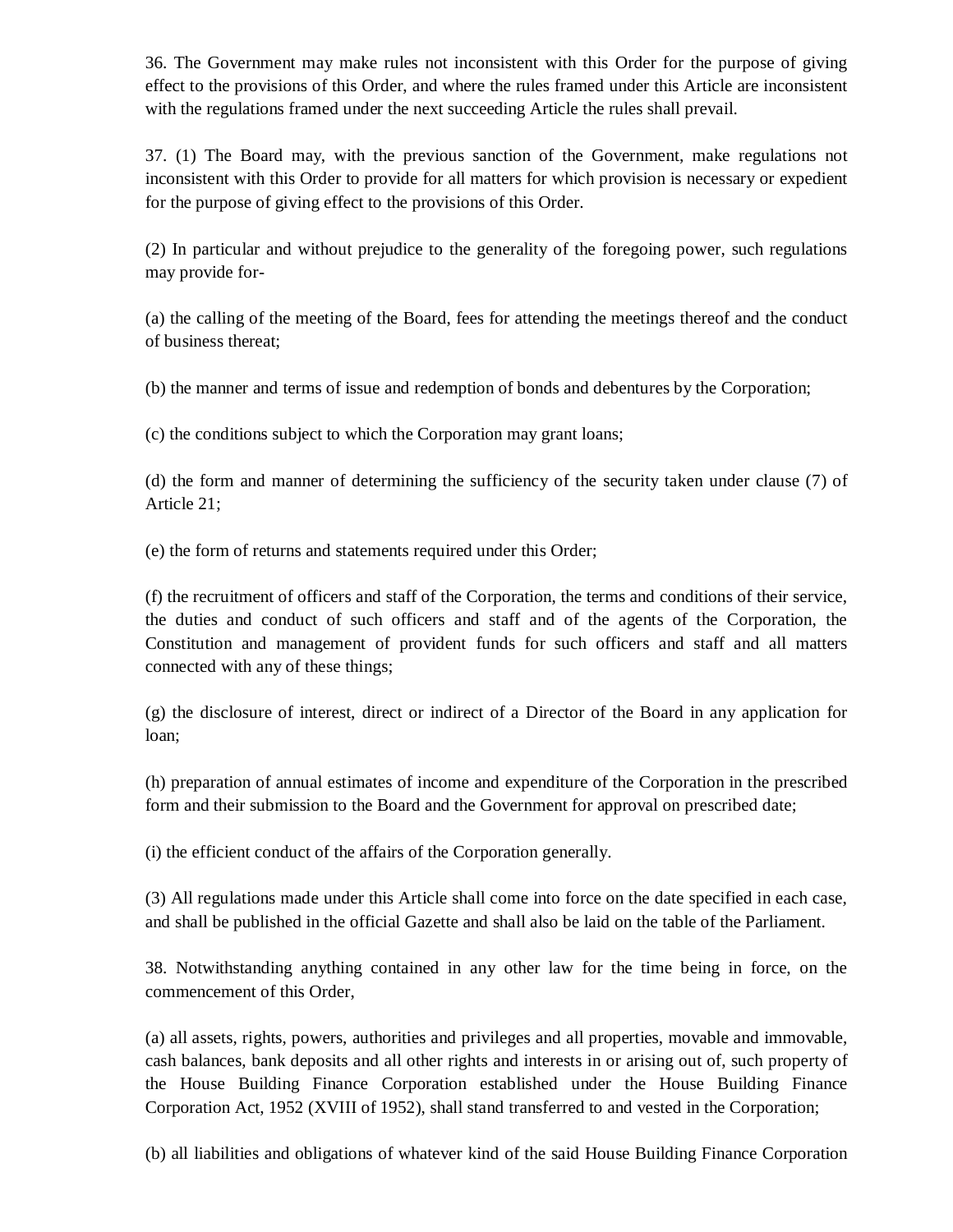36. The Government may make rules not inconsistent with this Order for the purpose of giving effect to the provisions of this Order, and where the rules framed under this Article are inconsistent with the regulations framed under the next succeeding Article the rules shall prevail.

37. (1) The Board may, with the previous sanction of the Government, make regulations not inconsistent with this Order to provide for all matters for which provision is necessary or expedient for the purpose of giving effect to the provisions of this Order.

(2) In particular and without prejudice to the generality of the foregoing power, such regulations may provide for-

(a) the calling of the meeting of the Board, fees for attending the meetings thereof and the conduct of business thereat;

(b) the manner and terms of issue and redemption of bonds and debentures by the Corporation;

(c) the conditions subject to which the Corporation may grant loans;

(d) the form and manner of determining the sufficiency of the security taken under clause (7) of Article 21;

(e) the form of returns and statements required under this Order;

(f) the recruitment of officers and staff of the Corporation, the terms and conditions of their service, the duties and conduct of such officers and staff and of the agents of the Corporation, the Constitution and management of provident funds for such officers and staff and all matters connected with any of these things;

(g) the disclosure of interest, direct or indirect of a Director of the Board in any application for loan;

(h) preparation of annual estimates of income and expenditure of the Corporation in the prescribed form and their submission to the Board and the Government for approval on prescribed date;

(i) the efficient conduct of the affairs of the Corporation generally.

(3) All regulations made under this Article shall come into force on the date specified in each case, and shall be published in the official Gazette and shall also be laid on the table of the Parliament.

38. Notwithstanding anything contained in any other law for the time being in force, on the commencement of this Order,

(a) all assets, rights, powers, authorities and privileges and all properties, movable and immovable, cash balances, bank deposits and all other rights and interests in or arising out of, such property of the House Building Finance Corporation established under the House Building Finance Corporation Act, 1952 (XVIII of 1952), shall stand transferred to and vested in the Corporation;

(b) all liabilities and obligations of whatever kind of the said House Building Finance Corporation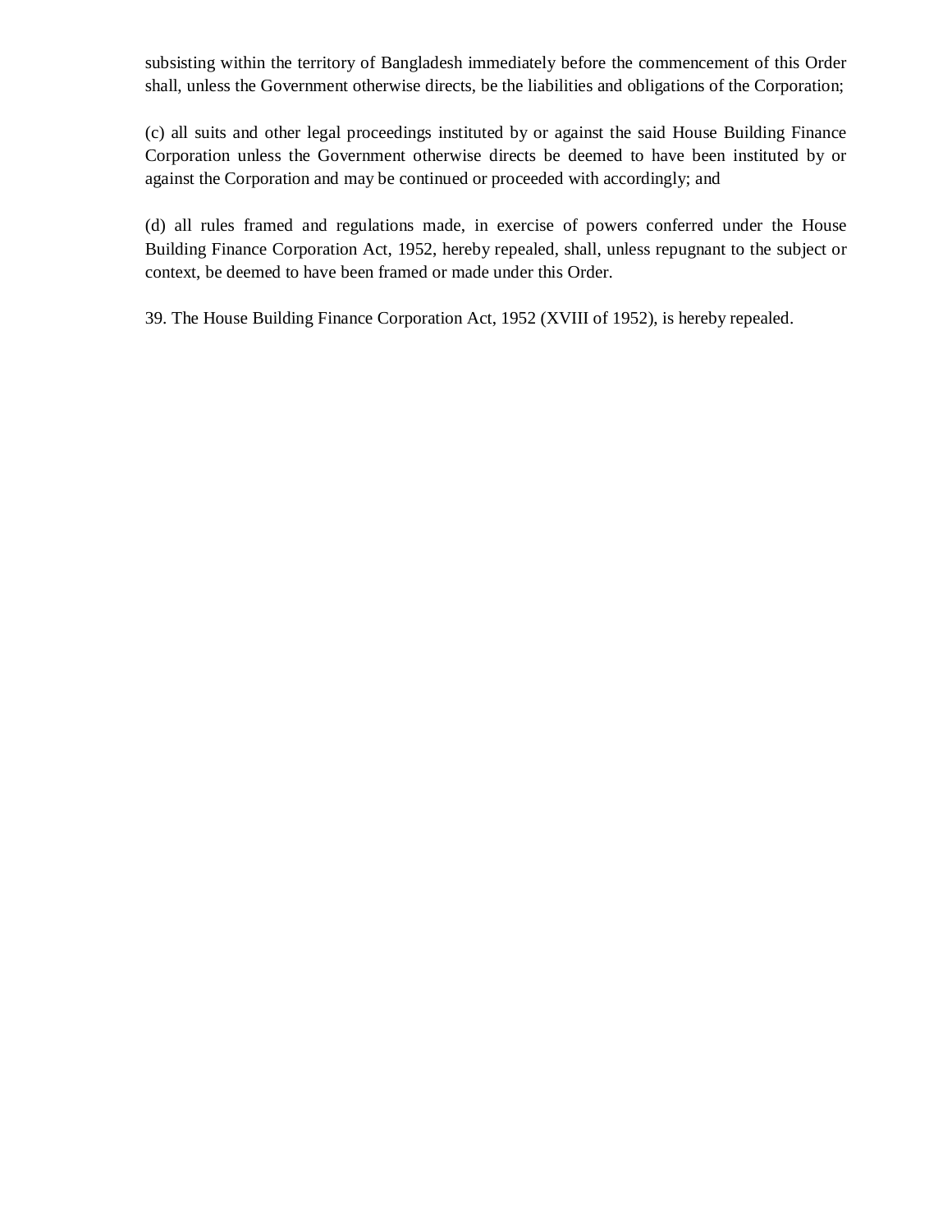subsisting within the territory of Bangladesh immediately before the commencement of this Order shall, unless the Government otherwise directs, be the liabilities and obligations of the Corporation;

(c) all suits and other legal proceedings instituted by or against the said House Building Finance Corporation unless the Government otherwise directs be deemed to have been instituted by or against the Corporation and may be continued or proceeded with accordingly; and

(d) all rules framed and regulations made, in exercise of powers conferred under the House Building Finance Corporation Act, 1952, hereby repealed, shall, unless repugnant to the subject or context, be deemed to have been framed or made under this Order.

39. The House Building Finance Corporation Act, 1952 (XVIII of 1952), is hereby repealed.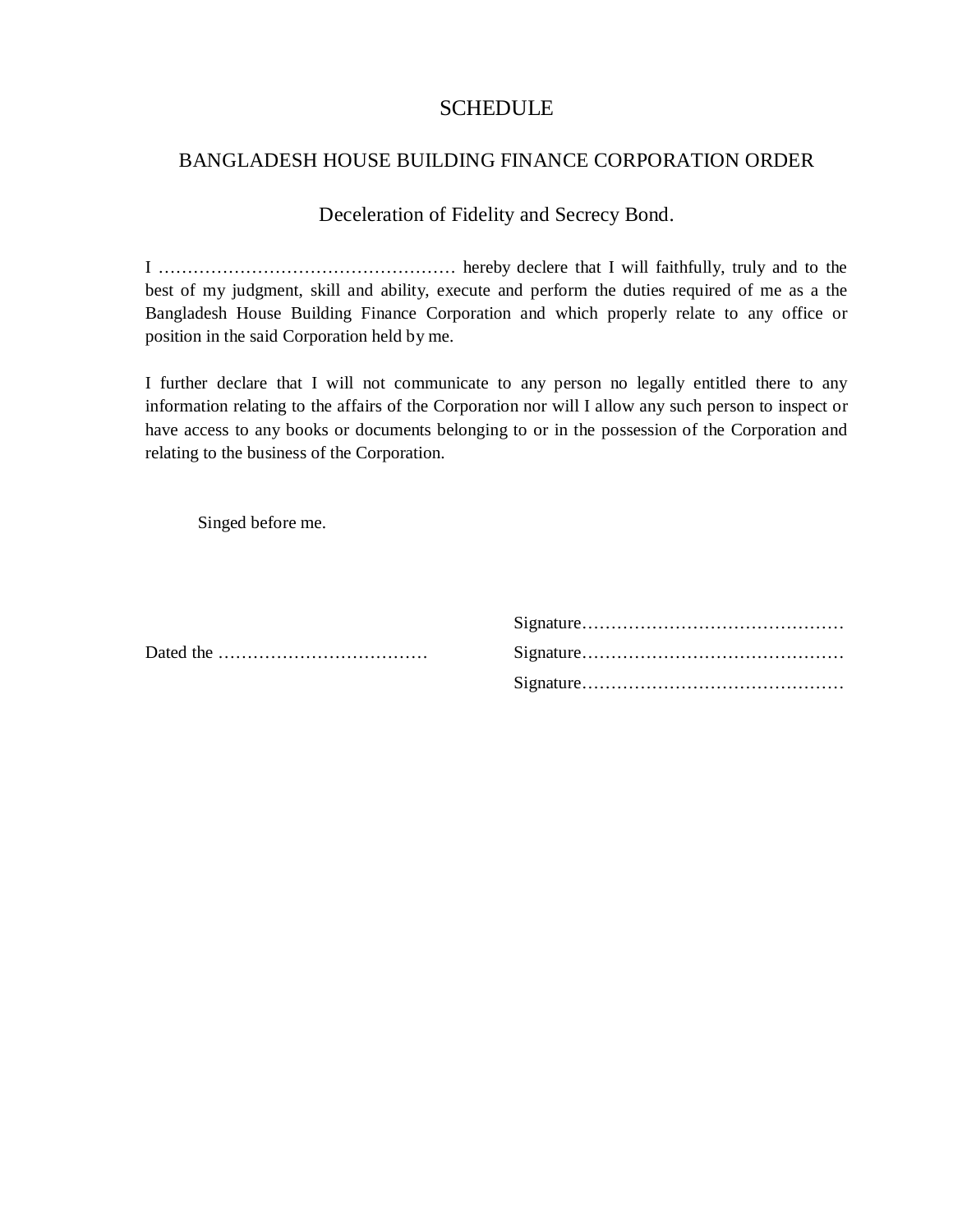# SCHEDULE

## BANGLADESH HOUSE BUILDING FINANCE CORPORATION ORDER

### Deceleration of Fidelity and Secrecy Bond.

I …………………………………………… hereby declere that I will faithfully, truly and to the best of my judgment, skill and ability, execute and perform the duties required of me as a the Bangladesh House Building Finance Corporation and which properly relate to any office or position in the said Corporation held by me.

I further declare that I will not communicate to any person no legally entitled there to any information relating to the affairs of the Corporation nor will I allow any such person to inspect or have access to any books or documents belonging to or in the possession of the Corporation and relating to the business of the Corporation.

Singed before me.

Signature………………………………………

Dated the ………………………………

Signature………………………………………

Signature………………………………………